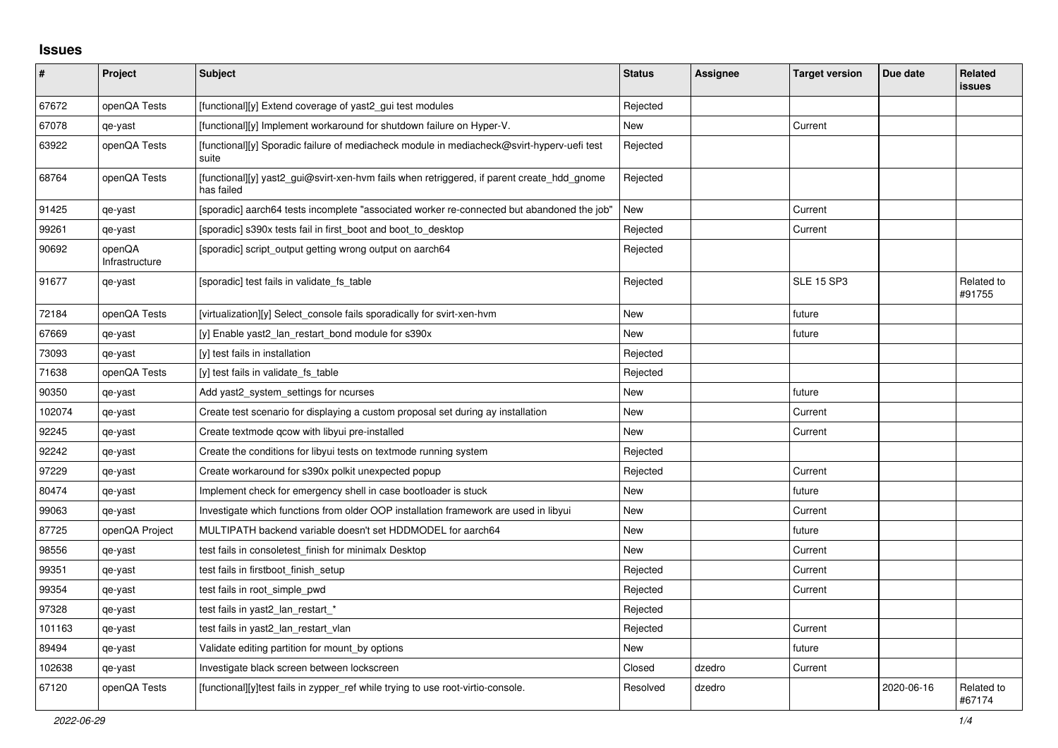## Issues

| # | Project | Subject | Status | Assignee | Target version | Due date | Related issues |
|---|---|---|---|---|---|---|---|
| 67672 | openQA Tests | [functional][y] Extend coverage of yast2_gui test modules | Rejected | | | | |
| 67078 | qe-yast | [functional][y] Implement workaround for shutdown failure on Hyper-V. | New | | Current | | |
| 63922 | openQA Tests | [functional][y] Sporadic failure of mediacheck module in mediacheck@svirt-hyperv-uefi test suite | Rejected | | | | |
| 68764 | openQA Tests | [functional][y] yast2_gui@svirt-xen-hvm fails when retriggered, if parent create_hdd_gnome has failed | Rejected | | | | |
| 91425 | qe-yast | [sporadic] aarch64 tests incomplete "associated worker re-connected but abandoned the job" | New | | Current | | |
| 99261 | qe-yast | [sporadic] s390x tests fail in first_boot and boot_to_desktop | Rejected | | Current | | |
| 90692 | openQA Infrastructure | [sporadic] script_output getting wrong output on aarch64 | Rejected | | | | |
| 91677 | qe-yast | [sporadic] test fails in validate_fs_table | Rejected | | SLE 15 SP3 | | Related to #91755 |
| 72184 | openQA Tests | [virtualization][y] Select_console fails sporadically for svirt-xen-hvm | New | | future | | |
| 67669 | qe-yast | [y] Enable yast2_lan_restart_bond module for s390x | New | | future | | |
| 73093 | qe-yast | [y] test fails in installation | Rejected | | | | |
| 71638 | openQA Tests | [y] test fails in validate_fs_table | Rejected | | | | |
| 90350 | qe-yast | Add yast2_system_settings for ncurses | New | | future | | |
| 102074 | qe-yast | Create test scenario for displaying a custom proposal set during ay installation | New | | Current | | |
| 92245 | qe-yast | Create textmode qcow with libyui pre-installed | New | | Current | | |
| 92242 | qe-yast | Create the conditions for libyui tests on textmode running system | Rejected | | | | |
| 97229 | qe-yast | Create workaround for s390x polkit unexpected popup | Rejected | | Current | | |
| 80474 | qe-yast | Implement check for emergency shell in case bootloader is stuck | New | | future | | |
| 99063 | qe-yast | Investigate which functions from older OOP installation framework are used in libyui | New | | Current | | |
| 87725 | openQA Project | MULTIPATH backend variable doesn't set HDDMODEL for aarch64 | New | | future | | |
| 98556 | qe-yast | test fails in consoletest_finish for minimalx Desktop | New | | Current | | |
| 99351 | qe-yast | test fails in firstboot_finish_setup | Rejected | | Current | | |
| 99354 | qe-yast | test fails in root_simple_pwd | Rejected | | Current | | |
| 97328 | qe-yast | test fails in yast2_lan_restart_* | Rejected | | | | |
| 101163 | qe-yast | test fails in yast2_lan_restart_vlan | Rejected | | Current | | |
| 89494 | qe-yast | Validate editing partition for mount_by options | New | | future | | |
| 102638 | qe-yast | Investigate black screen between lockscreen | Closed | dzedro | Current | | |
| 67120 | openQA Tests | [functional][y]test fails in zypper_ref while trying to use root-virtio-console. | Resolved | dzedro | | 2020-06-16 | Related to #67174 |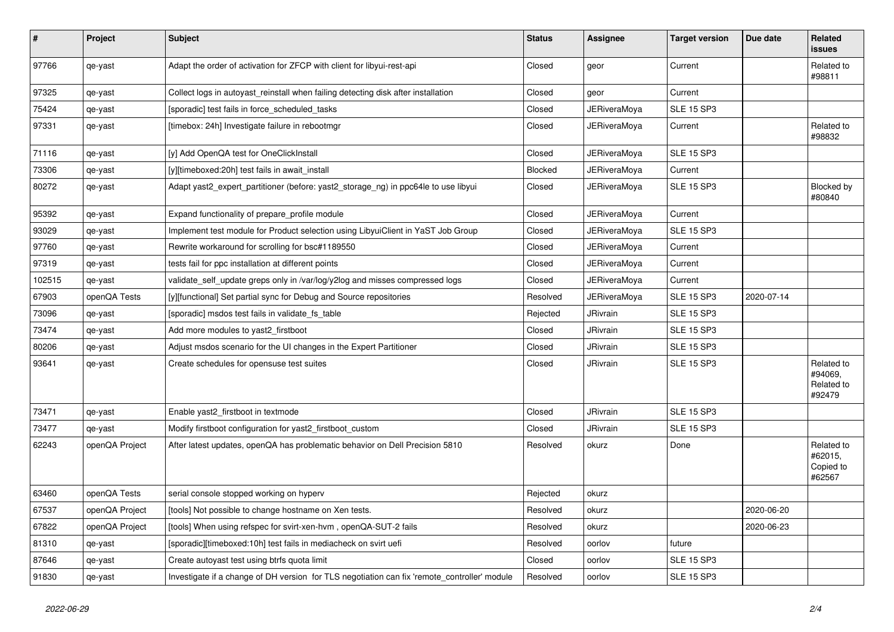| # | Project | Subject | Status | Assignee | Target version | Due date | Related issues |
|---|---|---|---|---|---|---|---|
| 97766 | qe-yast | Adapt the order of activation for ZFCP with client for libyui-rest-api | Closed | geor | Current | | Related to #98811 |
| 97325 | qe-yast | Collect logs in autoyast_reinstall when failing detecting disk after installation | Closed | geor | Current | | |
| 75424 | qe-yast | [sporadic] test fails in force_scheduled_tasks | Closed | JERiveraMoya | SLE 15 SP3 | | |
| 97331 | qe-yast | [timebox: 24h] Investigate failure in rebootmgr | Closed | JERiveraMoya | Current | | Related to #98832 |
| 71116 | qe-yast | [y] Add OpenQA test for OneClickInstall | Closed | JERiveraMoya | SLE 15 SP3 | | |
| 73306 | qe-yast | [y][timeboxed:20h] test fails in await_install | Blocked | JERiveraMoya | Current | | |
| 80272 | qe-yast | Adapt yast2_expert_partitioner (before: yast2_storage_ng) in ppc64le to use libyui | Closed | JERiveraMoya | SLE 15 SP3 | | Blocked by #80840 |
| 95392 | qe-yast | Expand functionality of prepare_profile module | Closed | JERiveraMoya | Current | | |
| 93029 | qe-yast | Implement test module for Product selection using LibyuiClient in YaST Job Group | Closed | JERiveraMoya | SLE 15 SP3 | | |
| 97760 | qe-yast | Rewrite workaround for scrolling for bsc#1189550 | Closed | JERiveraMoya | Current | | |
| 97319 | qe-yast | tests fail for ppc installation at different points | Closed | JERiveraMoya | Current | | |
| 102515 | qe-yast | validate_self_update greps only in /var/log/y2log and misses compressed logs | Closed | JERiveraMoya | Current | | |
| 67903 | openQA Tests | [y][functional] Set partial sync for Debug and Source repositories | Resolved | JERiveraMoya | SLE 15 SP3 | 2020-07-14 | |
| 73096 | qe-yast | [sporadic] msdos test fails in validate_fs_table | Rejected | JRivrain | SLE 15 SP3 | | |
| 73474 | qe-yast | Add more modules to yast2_firstboot | Closed | JRivrain | SLE 15 SP3 | | |
| 80206 | qe-yast | Adjust msdos scenario for the UI changes in the Expert Partitioner | Closed | JRivrain | SLE 15 SP3 | | |
| 93641 | qe-yast | Create schedules for opensuse test suites | Closed | JRivrain | SLE 15 SP3 | | Related to #94069, Related to #92479 |
| 73471 | qe-yast | Enable yast2_firstboot in textmode | Closed | JRivrain | SLE 15 SP3 | | |
| 73477 | qe-yast | Modify firstboot configuration for yast2_firstboot_custom | Closed | JRivrain | SLE 15 SP3 | | |
| 62243 | openQA Project | After latest updates, openQA has problematic behavior on Dell Precision 5810 | Resolved | okurz | Done | | Related to #62015, Copied to #62567 |
| 63460 | openQA Tests | serial console stopped working on hyperv | Rejected | okurz | | | |
| 67537 | openQA Project | [tools] Not possible to change hostname on Xen tests. | Resolved | okurz | | 2020-06-20 | |
| 67822 | openQA Project | [tools] When using refspec for svirt-xen-hvm , openQA-SUT-2 fails | Resolved | okurz | | 2020-06-23 | |
| 81310 | qe-yast | [sporadic][timeboxed:10h] test fails in mediacheck on svirt uefi | Resolved | oorlov | future | | |
| 87646 | qe-yast | Create autoyast test using btrfs quota limit | Closed | oorlov | SLE 15 SP3 | | |
| 91830 | qe-yast | Investigate if a change of DH version for TLS negotiation can fix 'remote_controller' module | Resolved | oorlov | SLE 15 SP3 | | |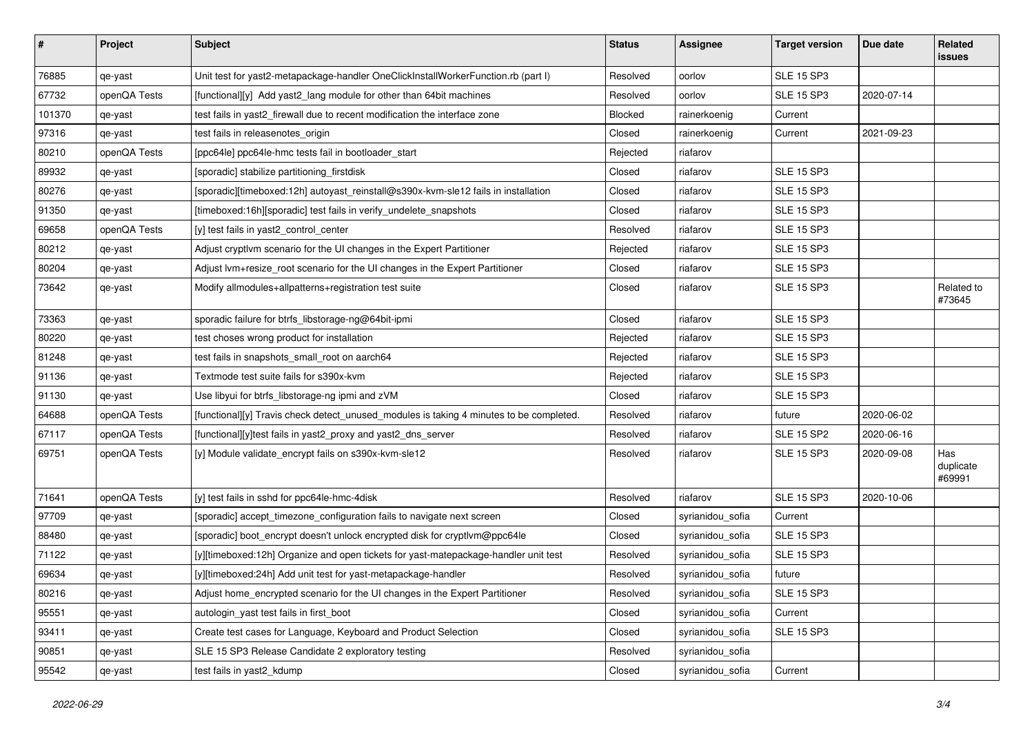| # | Project | Subject | Status | Assignee | Target version | Due date | Related issues |
|---|---|---|---|---|---|---|---|
| 76885 | qe-yast | Unit test for yast2-metapackage-handler OneClickInstallWorkerFunction.rb (part I) | Resolved | oorlov | SLE 15 SP3 | | |
| 67732 | openQA Tests | [functional][y] Add yast2_lang module for other than 64bit machines | Resolved | oorlov | SLE 15 SP3 | 2020-07-14 | |
| 101370 | qe-yast | test fails in yast2_firewall due to recent modification the interface zone | Blocked | rainerkoenig | Current | | |
| 97316 | qe-yast | test fails in releasenotes_origin | Closed | rainerkoenig | Current | 2021-09-23 | |
| 80210 | openQA Tests | [ppc64le] ppc64le-hmc tests fail in bootloader_start | Rejected | riafarov | | | |
| 89932 | qe-yast | [sporadic] stabilize partitioning_firstdisk | Closed | riafarov | SLE 15 SP3 | | |
| 80276 | qe-yast | [sporadic][timeboxed:12h] autoyast_reinstall@s390x-kvm-sle12 fails in installation | Closed | riafarov | SLE 15 SP3 | | |
| 91350 | qe-yast | [timeboxed:16h][sporadic] test fails in verify_undelete_snapshots | Closed | riafarov | SLE 15 SP3 | | |
| 69658 | openQA Tests | [y] test fails in yast2_control_center | Resolved | riafarov | SLE 15 SP3 | | |
| 80212 | qe-yast | Adjust cryptlvm scenario for the UI changes in the Expert Partitioner | Rejected | riafarov | SLE 15 SP3 | | |
| 80204 | qe-yast | Adjust lvm+resize_root scenario for the UI changes in the Expert Partitioner | Closed | riafarov | SLE 15 SP3 | | |
| 73642 | qe-yast | Modify allmodules+allpatterns+registration test suite | Closed | riafarov | SLE 15 SP3 | | Related to #73645 |
| 73363 | qe-yast | sporadic failure for btrfs_libstorage-ng@64bit-ipmi | Closed | riafarov | SLE 15 SP3 | | |
| 80220 | qe-yast | test choses wrong product for installation | Rejected | riafarov | SLE 15 SP3 | | |
| 81248 | qe-yast | test fails in snapshots_small_root on aarch64 | Rejected | riafarov | SLE 15 SP3 | | |
| 91136 | qe-yast | Textmode test suite fails for s390x-kvm | Rejected | riafarov | SLE 15 SP3 | | |
| 91130 | qe-yast | Use libyui for btrfs_libstorage-ng ipmi and zVM | Closed | riafarov | SLE 15 SP3 | | |
| 64688 | openQA Tests | [functional][y] Travis check detect_unused_modules is taking 4 minutes to be completed. | Resolved | riafarov | future | 2020-06-02 | |
| 67117 | openQA Tests | [functional][y]test fails in yast2_proxy and yast2_dns_server | Resolved | riafarov | SLE 15 SP2 | 2020-06-16 | |
| 69751 | openQA Tests | [y] Module validate_encrypt fails on s390x-kvm-sle12 | Resolved | riafarov | SLE 15 SP3 | 2020-09-08 | Has duplicate #69991 |
| 71641 | openQA Tests | [y] test fails in sshd for ppc64le-hmc-4disk | Resolved | riafarov | SLE 15 SP3 | 2020-10-06 | |
| 97709 | qe-yast | [sporadic] accept_timezone_configuration fails to navigate next screen | Closed | syrianidou_sofia | Current | | |
| 88480 | qe-yast | [sporadic] boot_encrypt doesn't unlock encrypted disk for cryptlvm@ppc64le | Closed | syrianidou_sofia | SLE 15 SP3 | | |
| 71122 | qe-yast | [y][timeboxed:12h] Organize and open tickets for yast-matepackage-handler unit test | Resolved | syrianidou_sofia | SLE 15 SP3 | | |
| 69634 | qe-yast | [y][timeboxed:24h] Add unit test for yast-metapackage-handler | Resolved | syrianidou_sofia | future | | |
| 80216 | qe-yast | Adjust home_encrypted scenario for the UI changes in the Expert Partitioner | Resolved | syrianidou_sofia | SLE 15 SP3 | | |
| 95551 | qe-yast | autologin_yast test fails in first_boot | Closed | syrianidou_sofia | Current | | |
| 93411 | qe-yast | Create test cases for Language, Keyboard and Product Selection | Closed | syrianidou_sofia | SLE 15 SP3 | | |
| 90851 | qe-yast | SLE 15 SP3 Release Candidate 2 exploratory testing | Resolved | syrianidou_sofia | | | |
| 95542 | qe-yast | test fails in yast2_kdump | Closed | syrianidou_sofia | Current | | |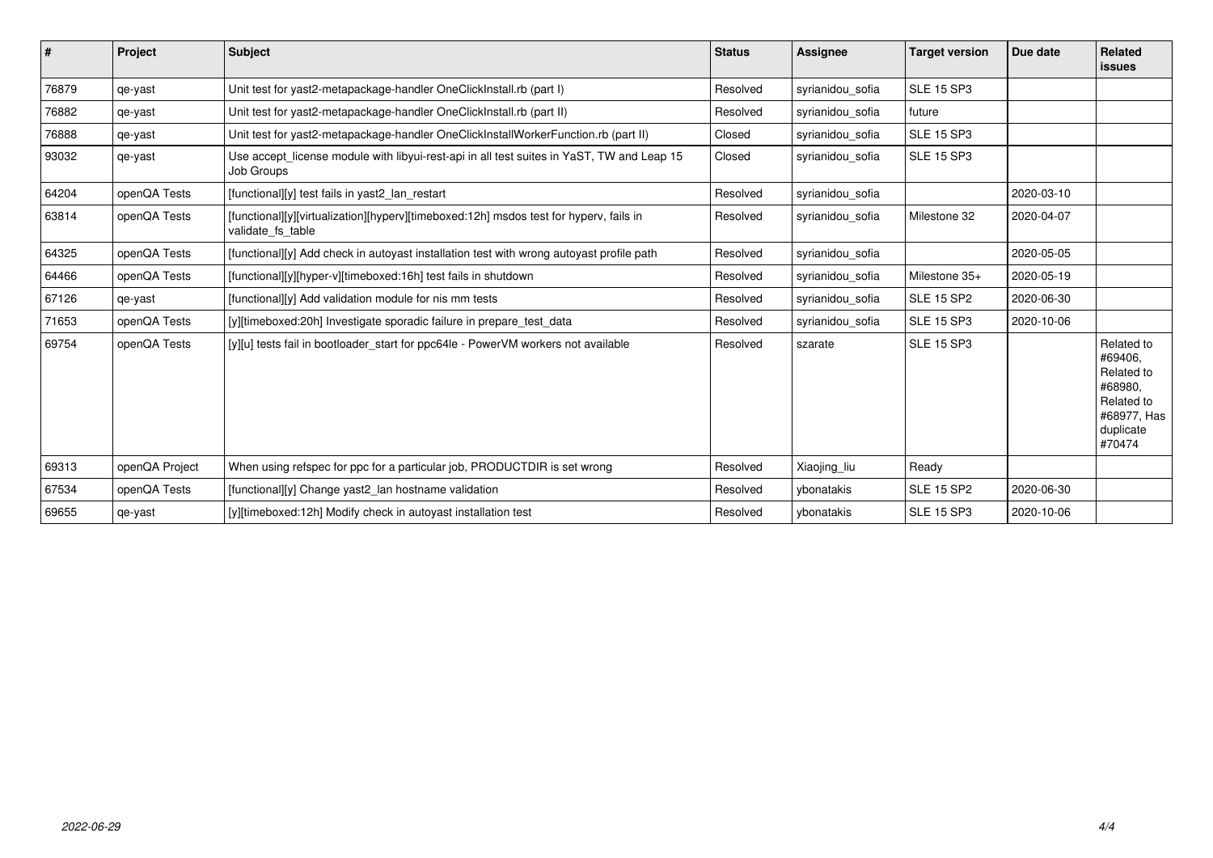| # | Project | Subject | Status | Assignee | Target version | Due date | Related issues |
|---|---|---|---|---|---|---|---|
| 76879 | qe-yast | Unit test for yast2-metapackage-handler OneClickInstall.rb (part I) | Resolved | syrianidou_sofia | SLE 15 SP3 | | |
| 76882 | qe-yast | Unit test for yast2-metapackage-handler OneClickInstall.rb (part II) | Resolved | syrianidou_sofia | future | | |
| 76888 | qe-yast | Unit test for yast2-metapackage-handler OneClickInstallWorkerFunction.rb (part II) | Closed | syrianidou_sofia | SLE 15 SP3 | | |
| 93032 | qe-yast | Use accept_license module with libyui-rest-api in all test suites in YaST, TW and Leap 15 Job Groups | Closed | syrianidou_sofia | SLE 15 SP3 | | |
| 64204 | openQA Tests | [functional][y] test fails in yast2_lan_restart | Resolved | syrianidou_sofia | | 2020-03-10 | |
| 63814 | openQA Tests | [functional][y][virtualization][hyperv][timeboxed:12h] msdos test for hyperv, fails in validate_fs_table | Resolved | syrianidou_sofia | Milestone 32 | 2020-04-07 | |
| 64325 | openQA Tests | [functional][y] Add check in autoyast installation test with wrong autoyast profile path | Resolved | syrianidou_sofia | | 2020-05-05 | |
| 64466 | openQA Tests | [functional][y][hyper-v][timeboxed:16h] test fails in shutdown | Resolved | syrianidou_sofia | Milestone 35+ | 2020-05-19 | |
| 67126 | qe-yast | [functional][y] Add validation module for nis mm tests | Resolved | syrianidou_sofia | SLE 15 SP2 | 2020-06-30 | |
| 71653 | openQA Tests | [y][timeboxed:20h] Investigate sporadic failure in prepare_test_data | Resolved | syrianidou_sofia | SLE 15 SP3 | 2020-10-06 | |
| 69754 | openQA Tests | [y][u] tests fail in bootloader_start for ppc64le - PowerVM workers not available | Resolved | szarate | SLE 15 SP3 | | Related to #69406, Related to #68980, Related to #68977, Has duplicate #70474 |
| 69313 | openQA Project | When using refspec for ppc for a particular job, PRODUCTDIR is set wrong | Resolved | Xiaojing_liu | Ready | | |
| 67534 | openQA Tests | [functional][y] Change yast2_lan hostname validation | Resolved | ybonatakis | SLE 15 SP2 | 2020-06-30 | |
| 69655 | qe-yast | [y][timeboxed:12h] Modify check in autoyast installation test | Resolved | ybonatakis | SLE 15 SP3 | 2020-10-06 | |